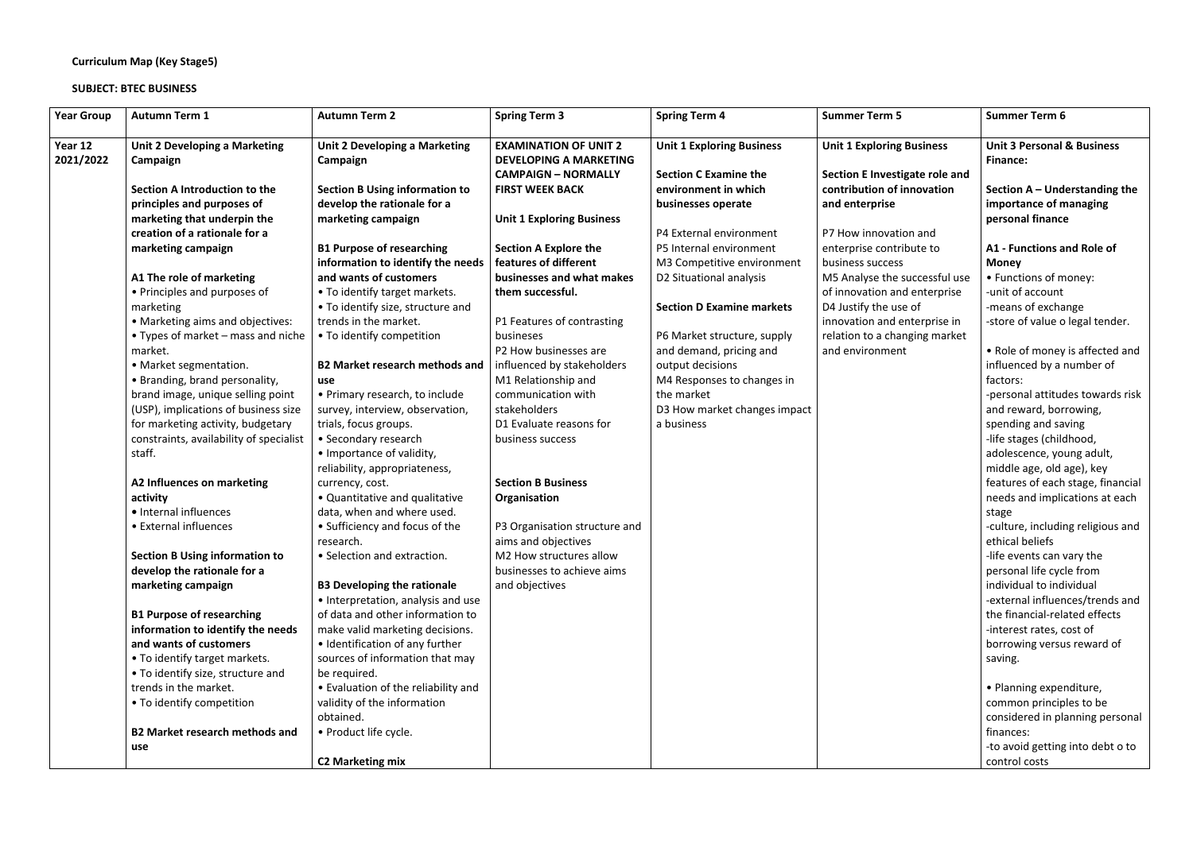**Curriculum Map (Key Stage5)**

**SUBJECT: BTEC BUSINESS**

| Year Group | Autumn Term 1 | Autumn Term 2 | Spring Term 3 | Spring Term 4 | Summer Term 5 | Summer Term 6 |
|---|---|---|---|---|---|---|
| **Year 12 2021/2022** | **Unit 2 Developing a Marketing Campaign**<br><br>**Section A Introduction to the principles and purposes of marketing that underpin the creation of a rationale for a marketing campaign**<br><br>**A1 The role of marketing**<br>• Principles and purposes of marketing<br>• Marketing aims and objectives:<br>• Types of market – mass and niche market.<br>• Market segmentation.<br>• Branding, brand personality, brand image, unique selling point (USP), implications of business size for marketing activity, budgetary constraints, availability of specialist staff.<br><br>**A2 Influences on marketing activity**<br>• Internal influences<br>• External influences<br><br>**Section B Using information to develop the rationale for a marketing campaign**<br><br>**B1 Purpose of researching information to identify the needs and wants of customers**<br>• To identify target markets.<br>• To identify size, structure and trends in the market.<br>• To identify competition<br><br>**B2 Market research methods and use** | **Unit 2 Developing a Marketing Campaign**<br><br>**Section B Using information to develop the rationale for a marketing campaign**<br><br>**B1 Purpose of researching information to identify the needs and wants of customers**<br>• To identify target markets.<br>• To identify size, structure and trends in the market.<br>• To identify competition<br><br>**B2 Market research methods and use**<br>• Primary research, to include survey, interview, observation, trials, focus groups.<br>• Secondary research<br>• Importance of validity, reliability, appropriateness, currency, cost.<br>• Quantitative and qualitative data, when and where used.<br>• Sufficiency and focus of the research.<br>• Selection and extraction.<br><br>**B3 Developing the rationale**<br>• Interpretation, analysis and use of data and other information to make valid marketing decisions.<br>• Identification of any further sources of information that may be required.<br>• Evaluation of the reliability and validity of the information obtained.<br>• Product life cycle.<br><br>**C2 Marketing mix** | **EXAMINATION OF UNIT 2 DEVELOPING A MARKETING CAMPAIGN – NORMALLY FIRST WEEK BACK**<br><br>**Unit 1 Exploring Business**<br><br>**Section A Explore the features of different businesses and what makes them successful.**<br><br>P1 Features of contrasting busineses<br>P2 How businesses are influenced by stakeholders<br>M1 Relationship and communication with stakeholders<br>D1 Evaluate reasons for business success<br><br>**Section B Business Organisation**<br><br>P3 Organisation structure and aims and objectives<br>M2 How structures allow businesses to achieve aims and objectives | **Unit 1 Exploring Business**<br><br>**Section C Examine the environment in which businesses operate**<br><br>P4 External environment<br>P5 Internal environment<br>M3 Competitive environment<br>D2 Situational analysis<br><br>**Section D Examine markets**<br><br>P6 Market structure, supply and demand, pricing and output decisions<br>M4 Responses to changes in the market<br>D3 How market changes impact a business | **Unit 1 Exploring Business**<br><br>**Section E Investigate role and contribution of innovation and enterprise**<br><br>P7 How innovation and enterprise contribute to business success<br>M5 Analyse the successful use of innovation and enterprise<br>D4 Justify the use of innovation and enterprise in relation to a changing market and environment | **Unit 3 Personal & Business Finance:**<br><br>**Section A – Understanding the importance of managing personal finance**<br><br>**A1 - Functions and Role of Money**<br>• Functions of money:<br>-unit of account<br>-means of exchange<br>-store of value o legal tender.<br><br>• Role of money is affected and influenced by a number of factors:<br>-personal attitudes towards risk and reward, borrowing, spending and saving<br>-life stages (childhood, adolescence, young adult, middle age, old age), key features of each stage, financial needs and implications at each stage<br>-culture, including religious and ethical beliefs<br>-life events can vary the personal life cycle from individual to individual<br>-external influences/trends and the financial-related effects<br>-interest rates, cost of borrowing versus reward of saving.<br><br>• Planning expenditure, common principles to be considered in planning personal finances:<br>-to avoid getting into debt o to control costs |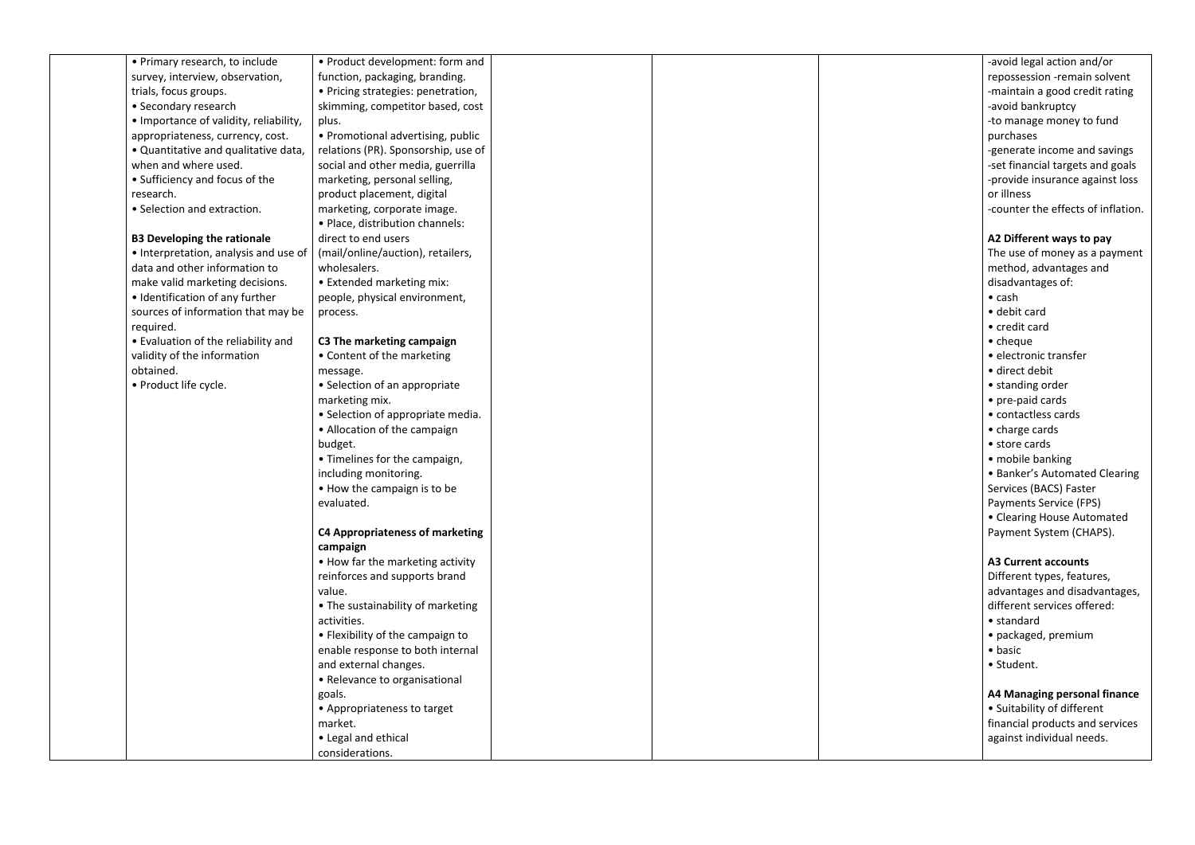| | | | | | | |
|---|---|---|---|---|---|---|
| | • Primary research, to include survey, interview, observation, trials, focus groups.<br>• Secondary research<br>• Importance of validity, reliability, appropriateness, currency, cost.<br>• Quantitative and qualitative data, when and where used.<br>• Sufficiency and focus of the research.<br>• Selection and extraction.<br><br>**B3 Developing the rationale**<br>• Interpretation, analysis and use of data and other information to make valid marketing decisions.<br>• Identification of any further sources of information that may be required.<br>• Evaluation of the reliability and validity of the information obtained.<br>• Product life cycle. | • Product development: form and function, packaging, branding.<br>• Pricing strategies: penetration, skimming, competitor based, cost plus.<br>• Promotional advertising, public relations (PR). Sponsorship, use of social and other media, guerrilla marketing, personal selling, product placement, digital marketing, corporate image.<br>• Place, distribution channels: direct to end users (mail/online/auction), retailers, wholesalers.<br>• Extended marketing mix: people, physical environment, process.<br><br>**C3 The marketing campaign**<br>• Content of the marketing message.<br>• Selection of an appropriate marketing mix.<br>• Selection of appropriate media.<br>• Allocation of the campaign budget.<br>• Timelines for the campaign, including monitoring.<br>• How the campaign is to be evaluated.<br><br>**C4 Appropriateness of marketing campaign**<br>• How far the marketing activity reinforces and supports brand value.<br>• The sustainability of marketing activities.<br>• Flexibility of the campaign to enable response to both internal and external changes.<br>• Relevance to organisational goals.<br>• Appropriateness to target market.<br>• Legal and ethical considerations. | | | | -avoid legal action and/or repossession -remain solvent<br>-maintain a good credit rating<br>-avoid bankruptcy<br>-to manage money to fund purchases<br>-generate income and savings<br>-set financial targets and goals<br>-provide insurance against loss or illness<br>-counter the effects of inflation.<br><br>**A2 Different ways to pay**<br>The use of money as a payment method, advantages and disadvantages of:<br>• cash<br>• debit card<br>• credit card<br>• cheque<br>• electronic transfer<br>• direct debit<br>• standing order<br>• pre-paid cards<br>• contactless cards<br>• charge cards<br>• store cards<br>• mobile banking<br>• Banker's Automated Clearing Services (BACS) Faster Payments Service (FPS)<br>• Clearing House Automated Payment System (CHAPS).<br><br>**A3 Current accounts**<br>Different types, features, advantages and disadvantages, different services offered:<br>• standard<br>• packaged, premium<br>• basic<br>• Student.<br><br>**A4 Managing personal finance**<br>• Suitability of different financial products and services against individual needs. |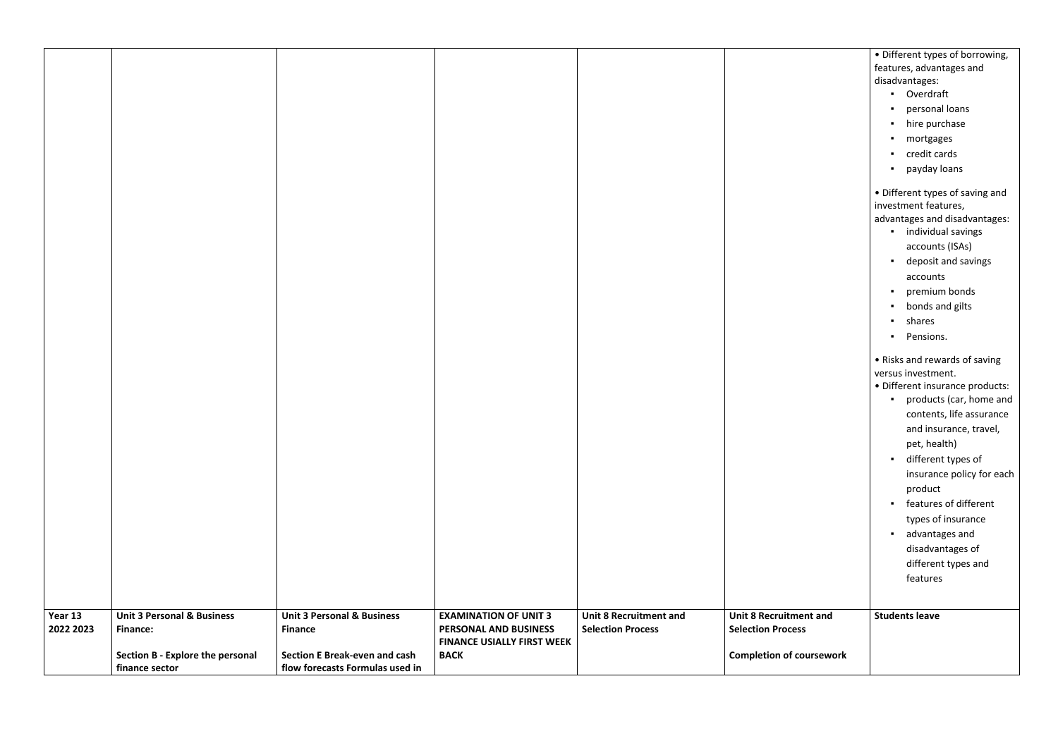| | | | | | | |
|---|---|---|---|---|---|---|
| | | | | | | • Different types of borrowing, features, advantages and disadvantages:<br>▪ Overdraft<br>▪ personal loans<br>▪ hire purchase<br>▪ mortgages<br>▪ credit cards<br>▪ payday loans<br><br>• Different types of saving and investment features, advantages and disadvantages:<br>▪ individual savings accounts (ISAs)<br>▪ deposit and savings accounts<br>▪ premium bonds<br>▪ bonds and gilts<br>▪ shares<br>▪ Pensions.<br><br>• Risks and rewards of saving versus investment.<br>• Different insurance products:<br>▪ products (car, home and contents, life assurance and insurance, travel, pet, health)<br>▪ different types of insurance policy for each product<br>▪ features of different types of insurance<br>▪ advantages and disadvantages of different types and features |
| **Year 13 2022 2023** | **Unit 3 Personal & Business Finance:**<br><br>**Section B - Explore the personal finance sector** | **Unit 3 Personal & Business Finance**<br><br>**Section E Break-even and cash flow forecasts Formulas used in** | **EXAMINATION OF UNIT 3 PERSONAL AND BUSINESS FINANCE USIALLY FIRST WEEK BACK** | **Unit 8 Recruitment and Selection Process** | **Unit 8 Recruitment and Selection Process**<br><br>**Completion of coursework** | **Students leave** |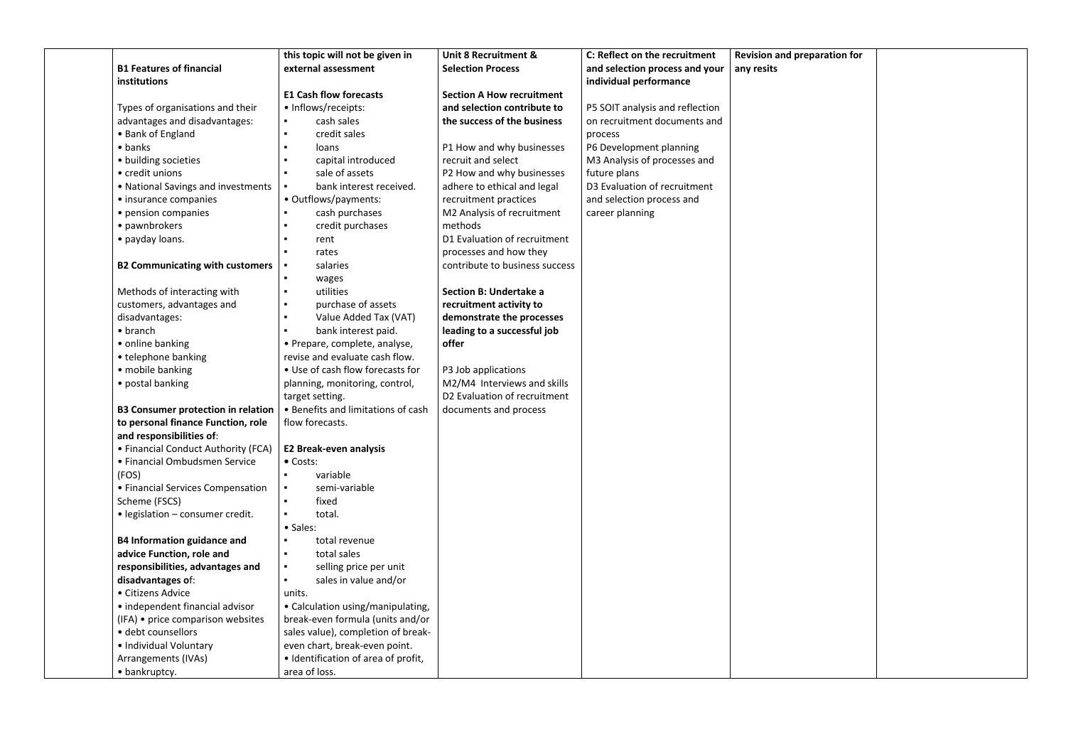| | | | | | | |
|---|---|---|---|---|---|---|
| | **B1 Features of financial institutions**<br><br>Types of organisations and their advantages and disadvantages:<br>• Bank of England<br>• banks<br>• building societies<br>• credit unions<br>• National Savings and investments<br>• insurance companies<br>• pension companies<br>• pawnbrokers<br>• payday loans.<br><br>**B2 Communicating with customers**<br><br>Methods of interacting with customers, advantages and disadvantages:<br>• branch<br>• online banking<br>• telephone banking<br>• mobile banking<br>• postal banking<br><br>**B3 Consumer protection in relation to personal finance Function, role and responsibilities of**:<br>• Financial Conduct Authority (FCA)<br>• Financial Ombudsmen Service (FOS)<br>• Financial Services Compensation Scheme (FSCS)<br>• legislation – consumer credit.<br><br>**B4 Information guidance and advice Function, role and responsibilities, advantages and disadvantages o**f:<br>• Citizens Advice<br>• independent financial advisor (IFA) • price comparison websites<br>• debt counsellors<br>• Individual Voluntary Arrangements (IVAs)<br>• bankruptcy. | **this topic will not be given in external assessment**<br><br>**E1 Cash flow forecasts**<br>• Inflows/receipts:<br>▪ cash sales<br>▪ credit sales<br>▪ loans<br>▪ capital introduced<br>▪ sale of assets<br>▪ bank interest received.<br>• Outflows/payments:<br>▪ cash purchases<br>▪ credit purchases<br>▪ rent<br>▪ rates<br>▪ salaries<br>▪ wages<br>▪ utilities<br>▪ purchase of assets<br>▪ Value Added Tax (VAT)<br>▪ bank interest paid.<br>• Prepare, complete, analyse, revise and evaluate cash flow.<br>• Use of cash flow forecasts for planning, monitoring, control, target setting.<br>• Benefits and limitations of cash flow forecasts.<br><br>**E2 Break-even analysis**<br>• Costs:<br>▪ variable<br>▪ semi-variable<br>▪ fixed<br>▪ total.<br>• Sales:<br>▪ total revenue<br>▪ total sales<br>▪ selling price per unit<br>▪ sales in value and/or units.<br>• Calculation using/manipulating, break-even formula (units and/or sales value), completion of break-even chart, break-even point.<br>• Identification of area of profit, area of loss. | **Unit 8 Recruitment & Selection Process**<br><br>**Section A How recruitment and selection contribute to the success of the business**<br><br>P1 How and why businesses recruit and select<br>P2 How and why businesses adhere to ethical and legal recruitment practices<br>M2 Analysis of recruitment methods<br>D1 Evaluation of recruitment processes and how they contribute to business success<br><br>**Section B: Undertake a recruitment activity to demonstrate the processes leading to a successful job offer**<br><br>P3 Job applications<br>M2/M4 Interviews and skills<br>D2 Evaluation of recruitment documents and process | **C: Reflect on the recruitment and selection process and your individual performance**<br><br>P5 SOIT analysis and reflection on recruitment documents and process<br>P6 Development planning<br>M3 Analysis of processes and future plans<br>D3 Evaluation of recruitment and selection process and career planning | **Revision and preparation for any resits** | |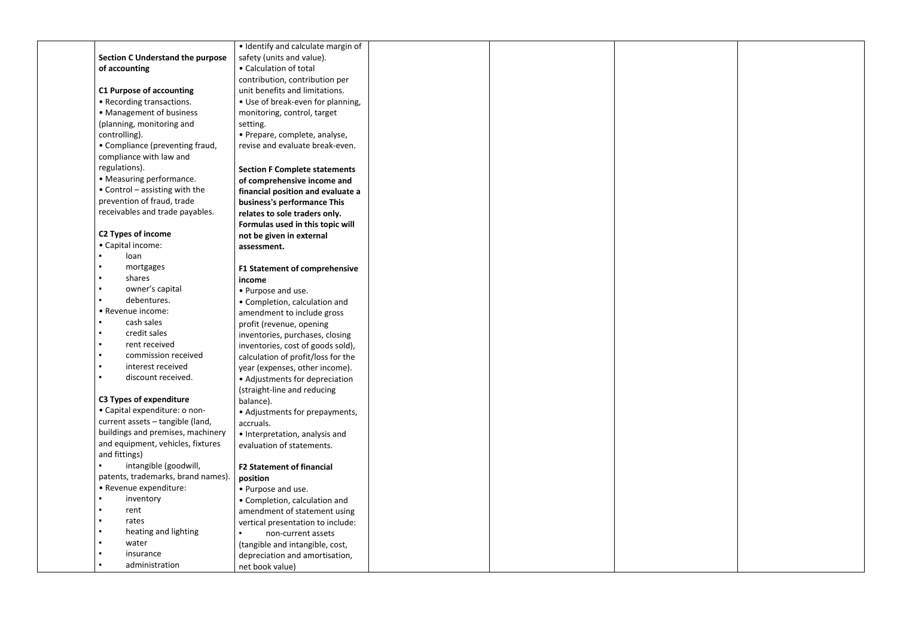| | | | | | | |
|---|---|---|---|---|---|---|
| | **Section C Understand the purpose of accounting**<br><br>**C1 Purpose of accounting**<br>• Recording transactions.<br>• Management of business (planning, monitoring and controlling).<br>• Compliance (preventing fraud, compliance with law and regulations).<br>• Measuring performance.<br>• Control – assisting with the prevention of fraud, trade receivables and trade payables.<br><br>**C2 Types of income**<br>• Capital income:<br>▪ loan<br>▪ mortgages<br>▪ shares<br>▪ owner's capital<br>▪ debentures.<br>• Revenue income:<br>▪ cash sales<br>▪ credit sales<br>▪ rent received<br>▪ commission received<br>▪ interest received<br>▪ discount received.<br><br>**C3 Types of expenditure**<br>• Capital expenditure: o non-current assets – tangible (land, buildings and premises, machinery and equipment, vehicles, fixtures and fittings)<br>▪ intangible (goodwill, patents, trademarks, brand names).<br>• Revenue expenditure:<br>▪ inventory<br>▪ rent<br>▪ rates<br>▪ heating and lighting<br>▪ water<br>▪ insurance<br>▪ administration | • Identify and calculate margin of safety (units and value).<br>• Calculation of total contribution, contribution per unit benefits and limitations.<br>• Use of break-even for planning, monitoring, control, target setting.<br>• Prepare, complete, analyse, revise and evaluate break-even.<br><br>**Section F Complete statements of comprehensive income and financial position and evaluate a business's performance This relates to sole traders only. Formulas used in this topic will not be given in external assessment.**<br><br>**F1 Statement of comprehensive income**<br>• Purpose and use.<br>• Completion, calculation and amendment to include gross profit (revenue, opening inventories, purchases, closing inventories, cost of goods sold), calculation of profit/loss for the year (expenses, other income).<br>• Adjustments for depreciation (straight-line and reducing balance).<br>• Adjustments for prepayments, accruals.<br>• Interpretation, analysis and evaluation of statements.<br><br>**F2 Statement of financial position**<br>• Purpose and use.<br>• Completion, calculation and amendment of statement using vertical presentation to include:<br>▪ non-current assets (tangible and intangible, cost, depreciation and amortisation, net book value) | | | | |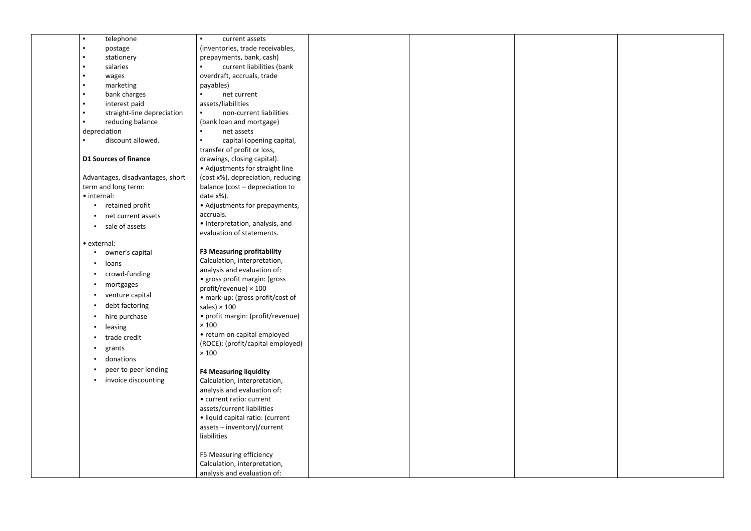|  | ▪ telephone<br>▪ postage<br>▪ stationery<br>▪ salaries<br>▪ wages<br>▪ marketing<br>▪ bank charges<br>▪ interest paid<br>▪ straight-line depreciation<br>▪ reducing balance depreciation<br>▪ discount allowed.<br><br>**D1 Sources of finance**<br><br>Advantages, disadvantages, short term and long term:<br>• internal:<br>▪ retained profit<br>▪ net current assets<br>▪ sale of assets<br><br>• external:<br>▪ owner's capital<br>▪ loans<br>▪ crowd-funding<br>▪ mortgages<br>▪ venture capital<br>▪ debt factoring<br>▪ hire purchase<br>▪ leasing<br>▪ trade credit<br>▪ grants<br>▪ donations<br>▪ peer to peer lending<br>▪ invoice discounting | ▪ current assets (inventories, trade receivables, prepayments, bank, cash)<br>▪ current liabilities (bank overdraft, accruals, trade payables)<br>▪ net current assets/liabilities<br>▪ non-current liabilities (bank loan and mortgage)<br>▪ net assets<br>▪ capital (opening capital, transfer of profit or loss, drawings, closing capital).<br>• Adjustments for straight line (cost x%), depreciation, reducing balance (cost – depreciation to date x%).<br>• Adjustments for prepayments, accruals.<br>• Interpretation, analysis, and evaluation of statements.<br><br>**F3 Measuring profitability**<br>Calculation, interpretation, analysis and evaluation of:<br>• gross profit margin: (gross profit/revenue) × 100<br>• mark-up: (gross profit/cost of sales) × 100<br>• profit margin: (profit/revenue) × 100<br>• return on capital employed (ROCE): (profit/capital employed) × 100<br><br>**F4 Measuring liquidity**<br>Calculation, interpretation, analysis and evaluation of:<br>• current ratio: current assets/current liabilities<br>• liquid capital ratio: (current assets – inventory)/current liabilities<br><br>F5 Measuring efficiency<br>Calculation, interpretation, analysis and evaluation of: |  |  |  |  |
|---|---|---|---|---|---|---|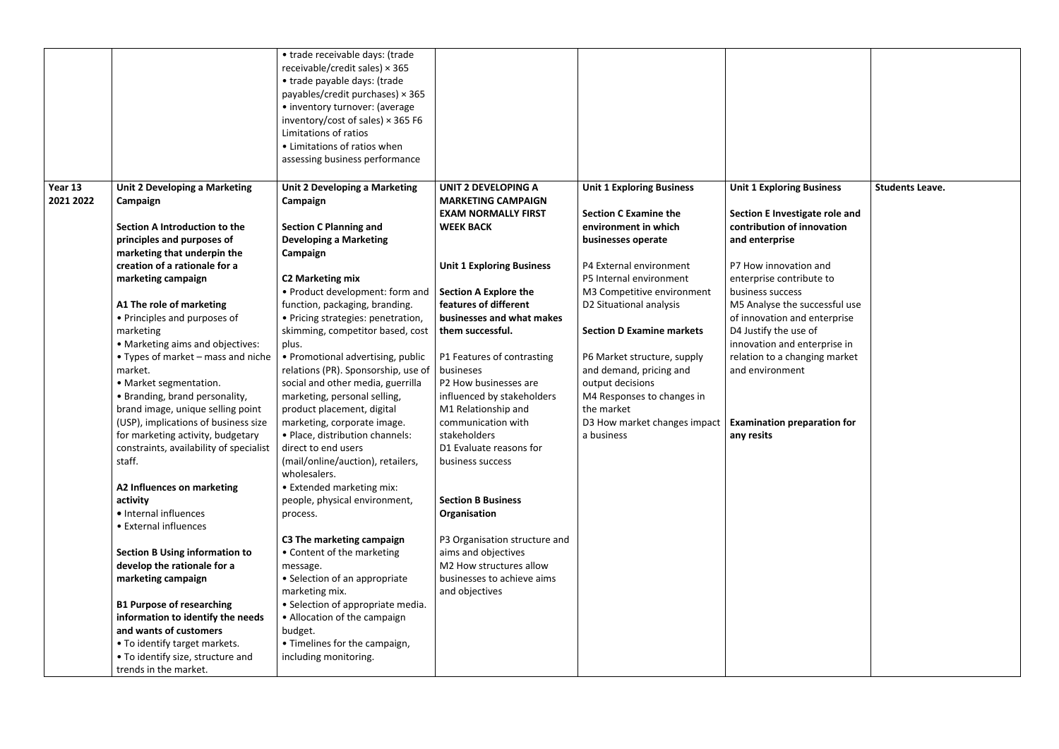| | | | | | | |
|---|---|---|---|---|---|---|
| | | • trade receivable days: (trade receivable/credit sales) × 365<br>• trade payable days: (trade payables/credit purchases) × 365<br>• inventory turnover: (average inventory/cost of sales) × 365 F6<br>Limitations of ratios<br>• Limitations of ratios when assessing business performance | | | | |
| **Year 13 2021 2022** | **Unit 2 Developing a Marketing Campaign**<br><br>**Section A Introduction to the principles and purposes of marketing that underpin the creation of a rationale for a marketing campaign**<br><br>**A1 The role of marketing**<br>• Principles and purposes of marketing<br>• Marketing aims and objectives:<br>• Types of market – mass and niche market.<br>• Market segmentation.<br>• Branding, brand personality, brand image, unique selling point (USP), implications of business size for marketing activity, budgetary constraints, availability of specialist staff.<br><br>**A2 Influences on marketing activity**<br>• Internal influences<br>• External influences<br><br>**Section B Using information to develop the rationale for a marketing campaign**<br><br>**B1 Purpose of researching information to identify the needs and wants of customers**<br>• To identify target markets.<br>• To identify size, structure and trends in the market. | **Unit 2 Developing a Marketing Campaign**<br><br>**Section C Planning and Developing a Marketing Campaign**<br><br>**C2 Marketing mix**<br>• Product development: form and function, packaging, branding.<br>• Pricing strategies: penetration, skimming, competitor based, cost plus.<br>• Promotional advertising, public relations (PR). Sponsorship, use of social and other media, guerrilla marketing, personal selling, product placement, digital marketing, corporate image.<br>• Place, distribution channels: direct to end users (mail/online/auction), retailers, wholesalers.<br>• Extended marketing mix: people, physical environment, process.<br><br>**C3 The marketing campaign**<br>• Content of the marketing message.<br>• Selection of an appropriate marketing mix.<br>• Selection of appropriate media.<br>• Allocation of the campaign budget.<br>• Timelines for the campaign, including monitoring. | **UNIT 2 DEVELOPING A MARKETING CAMPAIGN EXAM NORMALLY FIRST WEEK BACK**<br><br>**Unit 1 Exploring Business**<br><br>**Section A Explore the features of different businesses and what makes them successful.**<br><br>P1 Features of contrasting busineses<br>P2 How businesses are influenced by stakeholders<br>M1 Relationship and communication with stakeholders<br>D1 Evaluate reasons for business success<br><br>**Section B Business Organisation**<br><br>P3 Organisation structure and aims and objectives<br>M2 How structures allow businesses to achieve aims and objectives | **Unit 1 Exploring Business**<br><br>**Section C Examine the environment in which businesses operate**<br><br>P4 External environment<br>P5 Internal environment<br>M3 Competitive environment<br>D2 Situational analysis<br><br>**Section D Examine markets**<br><br>P6 Market structure, supply and demand, pricing and output decisions<br>M4 Responses to changes in the market<br>D3 How market changes impact a business | **Unit 1 Exploring Business**<br><br>**Section E Investigate role and contribution of innovation and enterprise**<br><br>P7 How innovation and enterprise contribute to business success<br>M5 Analyse the successful use of innovation and enterprise<br>D4 Justify the use of innovation and enterprise in relation to a changing market and environment<br><br>**Examination preparation for any resits** | **Students Leave.** |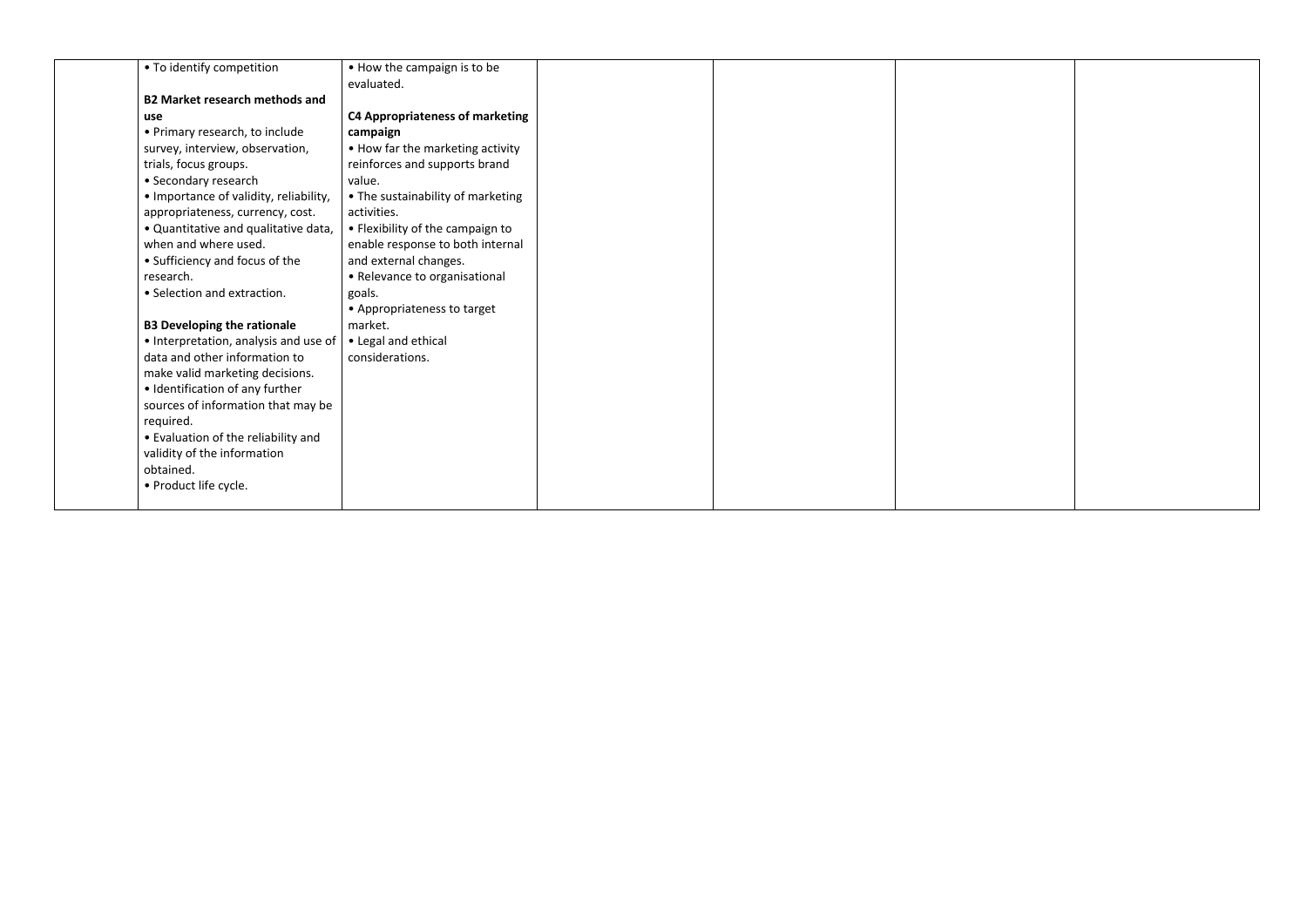| | | | | | | |
|---|---|---|---|---|---|---|
| | • To identify competition<br><br>**B2 Market research methods and use**<br>• Primary research, to include survey, interview, observation, trials, focus groups.<br>• Secondary research<br>• Importance of validity, reliability, appropriateness, currency, cost.<br>• Quantitative and qualitative data, when and where used.<br>• Sufficiency and focus of the research.<br>• Selection and extraction.<br><br>**B3 Developing the rationale**<br>• Interpretation, analysis and use of data and other information to make valid marketing decisions.<br>• Identification of any further sources of information that may be required.<br>• Evaluation of the reliability and validity of the information obtained.<br>• Product life cycle. | • How the campaign is to be evaluated.<br><br>**C4 Appropriateness of marketing campaign**<br>• How far the marketing activity reinforces and supports brand value.<br>• The sustainability of marketing activities.<br>• Flexibility of the campaign to enable response to both internal and external changes.<br>• Relevance to organisational goals.<br>• Appropriateness to target market.<br>• Legal and ethical considerations. | | | | |